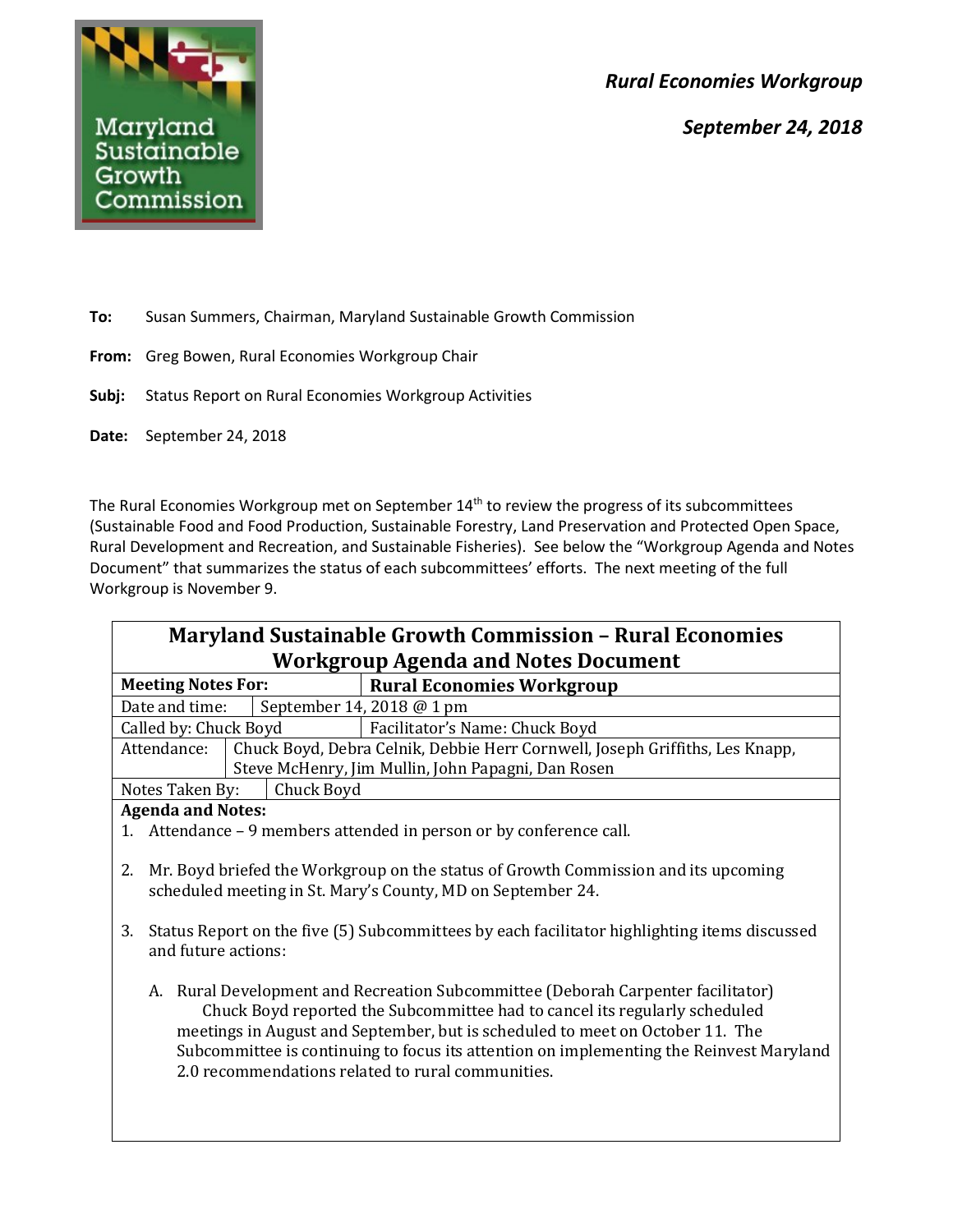*Rural Economies Workgroup*

*September 24, 2018*

**To:** Susan Summers, Chairman, Maryland Sustainable Growth Commission

**From:** Greg Bowen, Rural Economies Workgroup Chair

**Subj:** Status Report on Rural Economies Workgroup Activities

**Date:** September 24, 2018

The Rural Economies Workgroup met on September 14th to review the progress of its subcommittees (Sustainable Food and Food Production, Sustainable Forestry, Land Preservation and Protected Open Space, Rural Development and Recreation, and Sustainable Fisheries). See below the "Workgroup Agenda and Notes Document" that summarizes the status of each subcommittees' efforts. The next meeting of the full Workgroup is November 9.

## Maryland Sustainable Growth Commission – Rural Economies Workgroup Agenda and Notes Document

| | |
|---|---|
| **Meeting Notes For:** | **Rural Economies Workgroup** |
| Date and time: | September 14, 2018 @ 1 pm |
| Called by: Chuck Boyd | Facilitator's Name: Chuck Boyd |
| Attendance: | Chuck Boyd, Debra Celnik, Debbie Herr Cornwell, Joseph Griffiths, Les Knapp, Steve McHenry, Jim Mullin, John Papagni, Dan Rosen |
| Notes Taken By: | Chuck Boyd |

**Agenda and Notes:**

1. Attendance – 9 members attended in person or by conference call.

2. Mr. Boyd briefed the Workgroup on the status of Growth Commission and its upcoming scheduled meeting in St. Mary's County, MD on September 24.

3. Status Report on the five (5) Subcommittees by each facilitator highlighting items discussed and future actions:

   A. Rural Development and Recreation Subcommittee (Deborah Carpenter facilitator)
      Chuck Boyd reported the Subcommittee had to cancel its regularly scheduled meetings in August and September, but is scheduled to meet on October 11. The Subcommittee is continuing to focus its attention on implementing the Reinvest Maryland 2.0 recommendations related to rural communities.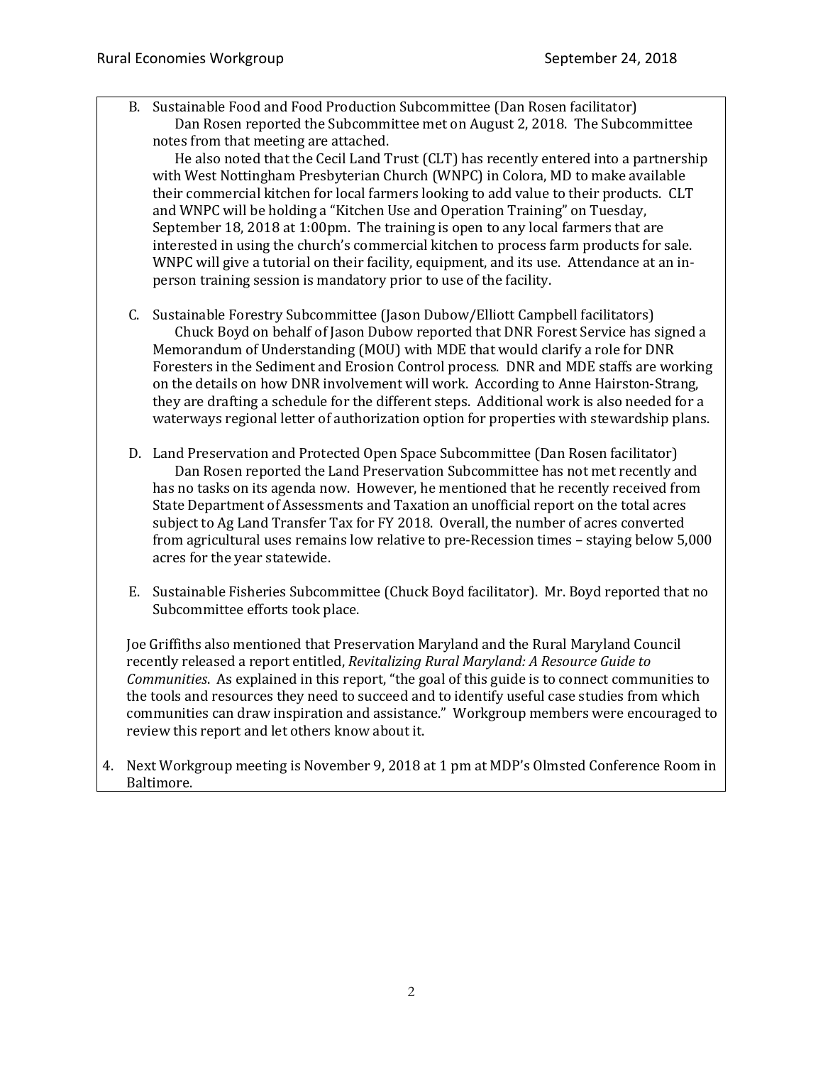B. Sustainable Food and Food Production Subcommittee (Dan Rosen facilitator)
   Dan Rosen reported the Subcommittee met on August 2, 2018. The Subcommittee notes from that meeting are attached.
   He also noted that the Cecil Land Trust (CLT) has recently entered into a partnership with West Nottingham Presbyterian Church (WNPC) in Colora, MD to make available their commercial kitchen for local farmers looking to add value to their products. CLT and WNPC will be holding a "Kitchen Use and Operation Training" on Tuesday, September 18, 2018 at 1:00pm. The training is open to any local farmers that are interested in using the church's commercial kitchen to process farm products for sale. WNPC will give a tutorial on their facility, equipment, and its use. Attendance at an in-person training session is mandatory prior to use of the facility.

C. Sustainable Forestry Subcommittee (Jason Dubow/Elliott Campbell facilitators)
   Chuck Boyd on behalf of Jason Dubow reported that DNR Forest Service has signed a Memorandum of Understanding (MOU) with MDE that would clarify a role for DNR Foresters in the Sediment and Erosion Control process. DNR and MDE staffs are working on the details on how DNR involvement will work. According to Anne Hairston-Strang, they are drafting a schedule for the different steps. Additional work is also needed for a waterways regional letter of authorization option for properties with stewardship plans.

D. Land Preservation and Protected Open Space Subcommittee (Dan Rosen facilitator)
   Dan Rosen reported the Land Preservation Subcommittee has not met recently and has no tasks on its agenda now. However, he mentioned that he recently received from State Department of Assessments and Taxation an unofficial report on the total acres subject to Ag Land Transfer Tax for FY 2018. Overall, the number of acres converted from agricultural uses remains low relative to pre-Recession times – staying below 5,000 acres for the year statewide.

E. Sustainable Fisheries Subcommittee (Chuck Boyd facilitator). Mr. Boyd reported that no Subcommittee efforts took place.

Joe Griffiths also mentioned that Preservation Maryland and the Rural Maryland Council recently released a report entitled, *Revitalizing Rural Maryland: A Resource Guide to Communities*. As explained in this report, "the goal of this guide is to connect communities to the tools and resources they need to succeed and to identify useful case studies from which communities can draw inspiration and assistance." Workgroup members were encouraged to review this report and let others know about it.

4. Next Workgroup meeting is November 9, 2018 at 1 pm at MDP's Olmsted Conference Room in Baltimore.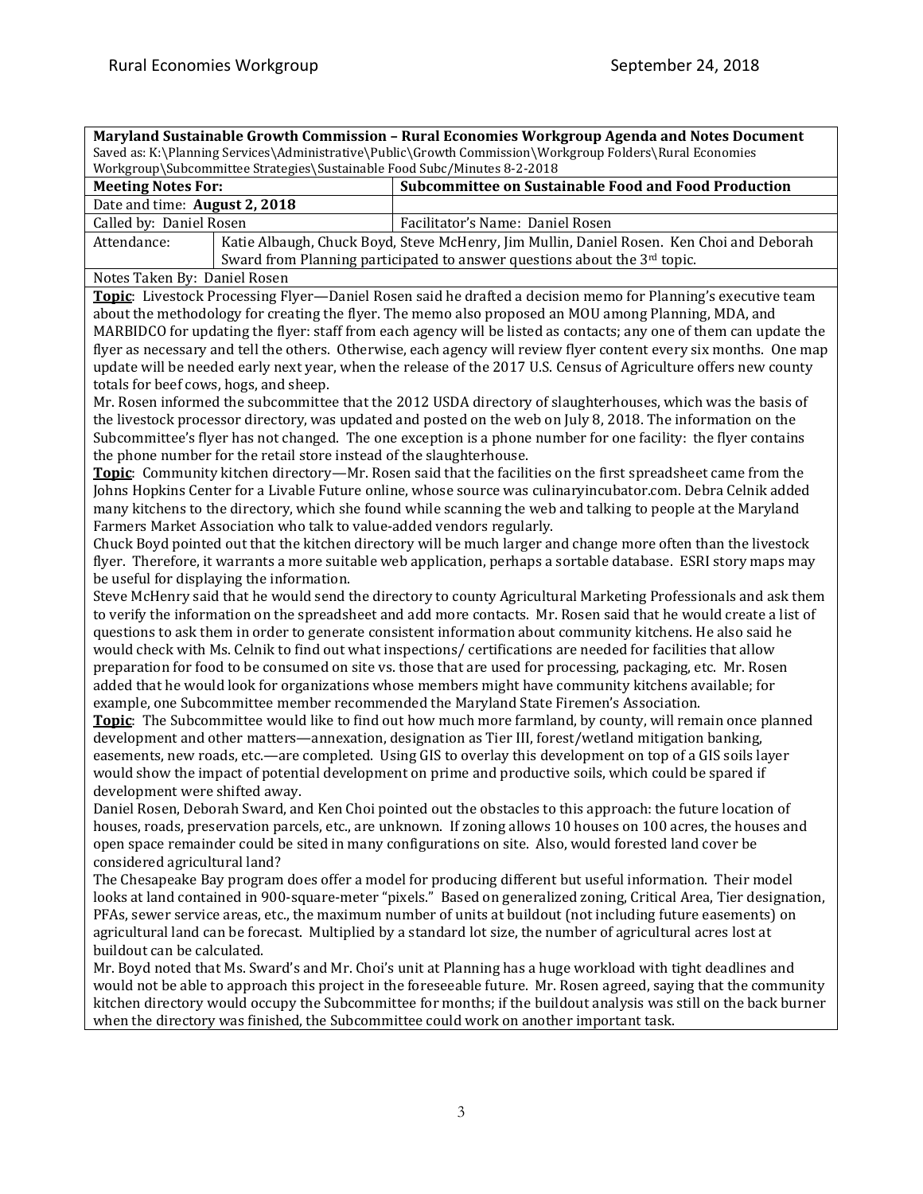**Maryland Sustainable Growth Commission – Rural Economies Workgroup Agenda and Notes Document**

Saved as: K:\Planning Services\Administrative\Public\Growth Commission\Workgroup Folders\Rural Economies Workgroup\Subcommittee Strategies\Sustainable Food Subc/Minutes 8-2-2018

| **Meeting Notes For:** | **Subcommittee on Sustainable Food and Food Production** |
|---|---|
| Date and time: **August 2, 2018** | |
| Called by: Daniel Rosen | Facilitator's Name: Daniel Rosen |
| Attendance: | Katie Albaugh, Chuck Boyd, Steve McHenry, Jim Mullin, Daniel Rosen. Ken Choi and Deborah Sward from Planning participated to answer questions about the 3rd topic. |
| Notes Taken By: Daniel Rosen | |

**Topic**: Livestock Processing Flyer—Daniel Rosen said he drafted a decision memo for Planning's executive team about the methodology for creating the flyer. The memo also proposed an MOU among Planning, MDA, and MARBIDCO for updating the flyer: staff from each agency will be listed as contacts; any one of them can update the flyer as necessary and tell the others. Otherwise, each agency will review flyer content every six months. One map update will be needed early next year, when the release of the 2017 U.S. Census of Agriculture offers new county totals for beef cows, hogs, and sheep.

Mr. Rosen informed the subcommittee that the 2012 USDA directory of slaughterhouses, which was the basis of the livestock processor directory, was updated and posted on the web on July 8, 2018. The information on the Subcommittee's flyer has not changed. The one exception is a phone number for one facility: the flyer contains the phone number for the retail store instead of the slaughterhouse.

**Topic**: Community kitchen directory—Mr. Rosen said that the facilities on the first spreadsheet came from the Johns Hopkins Center for a Livable Future online, whose source was culinaryincubator.com. Debra Celnik added many kitchens to the directory, which she found while scanning the web and talking to people at the Maryland Farmers Market Association who talk to value-added vendors regularly.

Chuck Boyd pointed out that the kitchen directory will be much larger and change more often than the livestock flyer. Therefore, it warrants a more suitable web application, perhaps a sortable database. ESRI story maps may be useful for displaying the information.

Steve McHenry said that he would send the directory to county Agricultural Marketing Professionals and ask them to verify the information on the spreadsheet and add more contacts. Mr. Rosen said that he would create a list of questions to ask them in order to generate consistent information about community kitchens. He also said he would check with Ms. Celnik to find out what inspections/ certifications are needed for facilities that allow preparation for food to be consumed on site vs. those that are used for processing, packaging, etc. Mr. Rosen added that he would look for organizations whose members might have community kitchens available; for example, one Subcommittee member recommended the Maryland State Firemen's Association.

**Topic**: The Subcommittee would like to find out how much more farmland, by county, will remain once planned development and other matters—annexation, designation as Tier III, forest/wetland mitigation banking, easements, new roads, etc.—are completed. Using GIS to overlay this development on top of a GIS soils layer would show the impact of potential development on prime and productive soils, which could be spared if development were shifted away.

Daniel Rosen, Deborah Sward, and Ken Choi pointed out the obstacles to this approach: the future location of houses, roads, preservation parcels, etc., are unknown. If zoning allows 10 houses on 100 acres, the houses and open space remainder could be sited in many configurations on site. Also, would forested land cover be considered agricultural land?

The Chesapeake Bay program does offer a model for producing different but useful information. Their model looks at land contained in 900-square-meter "pixels." Based on generalized zoning, Critical Area, Tier designation, PFAs, sewer service areas, etc., the maximum number of units at buildout (not including future easements) on agricultural land can be forecast. Multiplied by a standard lot size, the number of agricultural acres lost at buildout can be calculated.

Mr. Boyd noted that Ms. Sward's and Mr. Choi's unit at Planning has a huge workload with tight deadlines and would not be able to approach this project in the foreseeable future. Mr. Rosen agreed, saying that the community kitchen directory would occupy the Subcommittee for months; if the buildout analysis was still on the back burner when the directory was finished, the Subcommittee could work on another important task.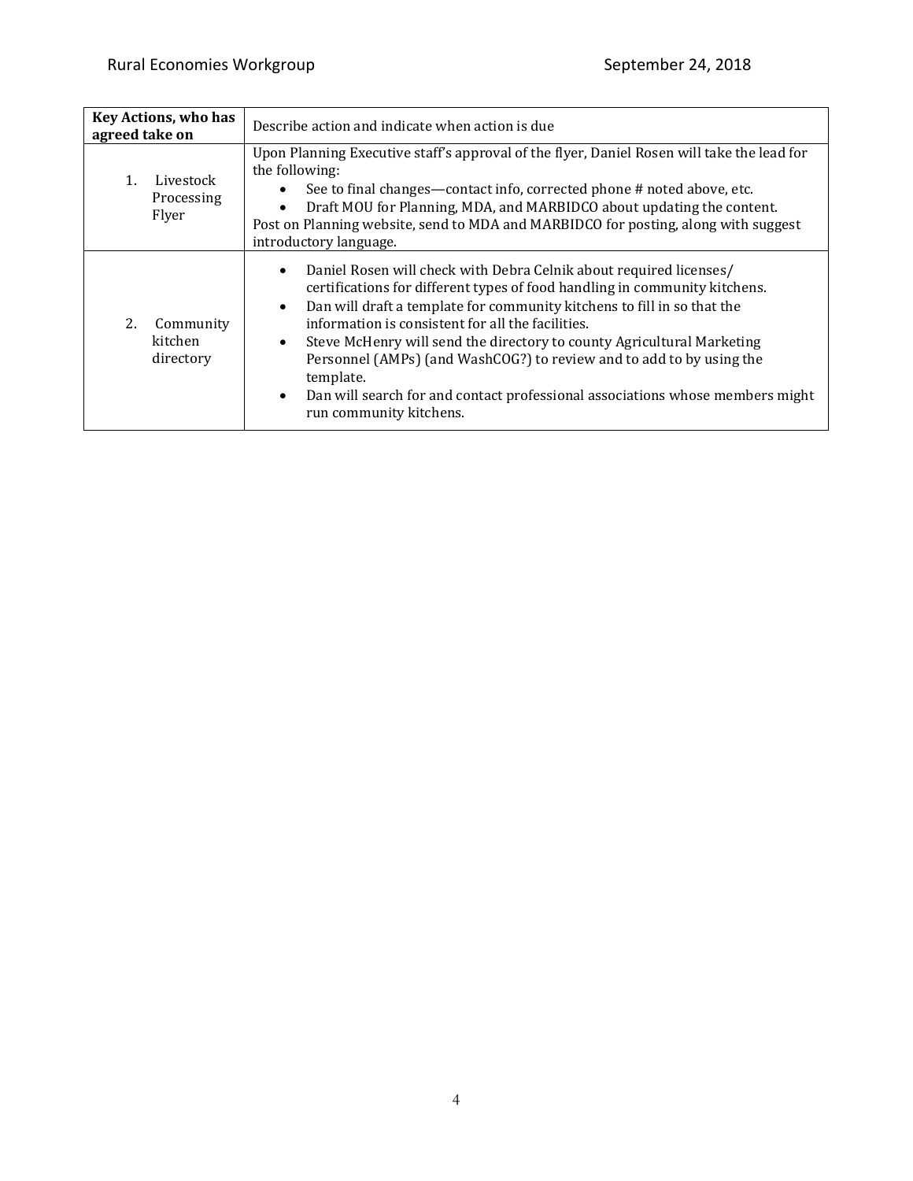| Key Actions, who has agreed take on | Describe action and indicate when action is due |
|---|---|
| 1. Livestock Processing Flyer | Upon Planning Executive staff's approval of the flyer, Daniel Rosen will take the lead for the following:<br>• See to final changes—contact info, corrected phone # noted above, etc.<br>• Draft MOU for Planning, MDA, and MARBIDCO about updating the content.<br>Post on Planning website, send to MDA and MARBIDCO for posting, along with suggest introductory language. |
| 2. Community kitchen directory | • Daniel Rosen will check with Debra Celnik about required licenses/ certifications for different types of food handling in community kitchens.<br>• Dan will draft a template for community kitchens to fill in so that the information is consistent for all the facilities.<br>• Steve McHenry will send the directory to county Agricultural Marketing Personnel (AMPs) (and WashCOG?) to review and to add to by using the template.<br>• Dan will search for and contact professional associations whose members might run community kitchens. |